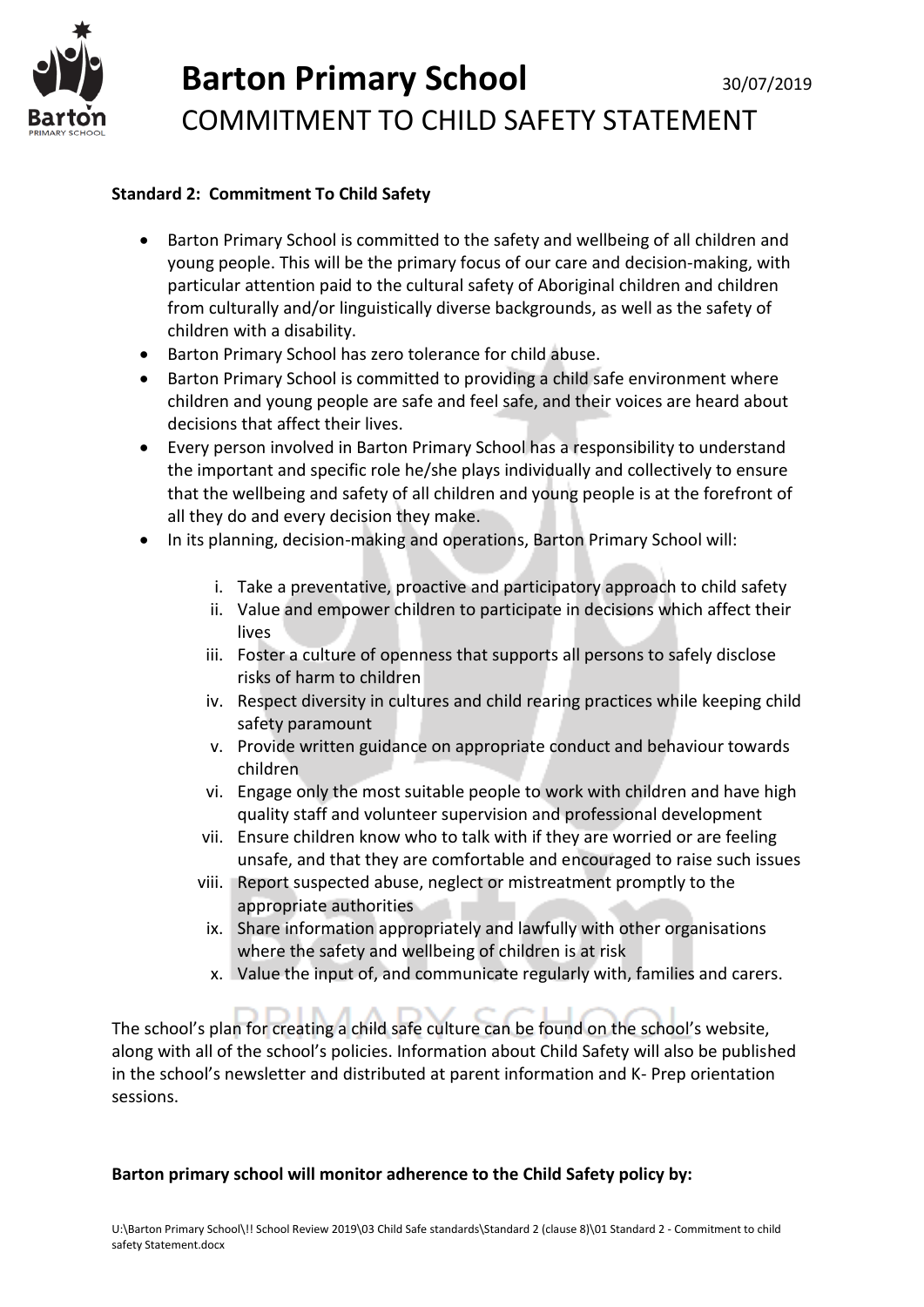# Barton Primary School

30/07/2019

## COMMITMENT TO CHILD SAFETY STATEMENT

**Standard 2: Commitment To Child Safety**

- Barton Primary School is committed to the safety and wellbeing of all children and young people. This will be the primary focus of our care and decision-making, with particular attention paid to the cultural safety of Aboriginal children and children from culturally and/or linguistically diverse backgrounds, as well as the safety of children with a disability.
- Barton Primary School has zero tolerance for child abuse.
- Barton Primary School is committed to providing a child safe environment where children and young people are safe and feel safe, and their voices are heard about decisions that affect their lives.
- Every person involved in Barton Primary School has a responsibility to understand the important and specific role he/she plays individually and collectively to ensure that the wellbeing and safety of all children and young people is at the forefront of all they do and every decision they make.
- In its planning, decision-making and operations, Barton Primary School will:

    i. Take a preventative, proactive and participatory approach to child safety
    ii. Value and empower children to participate in decisions which affect their lives
    iii. Foster a culture of openness that supports all persons to safely disclose risks of harm to children
    iv. Respect diversity in cultures and child rearing practices while keeping child safety paramount
    v. Provide written guidance on appropriate conduct and behaviour towards children
    vi. Engage only the most suitable people to work with children and have high quality staff and volunteer supervision and professional development
    vii. Ensure children know who to talk with if they are worried or are feeling unsafe, and that they are comfortable and encouraged to raise such issues
    viii. Report suspected abuse, neglect or mistreatment promptly to the appropriate authorities
    ix. Share information appropriately and lawfully with other organisations where the safety and wellbeing of children is at risk
    x. Value the input of, and communicate regularly with, families and carers.

The school's plan for creating a child safe culture can be found on the school's website, along with all of the school's policies. Information about Child Safety will also be published in the school's newsletter and distributed at parent information and K- Prep orientation sessions.

**Barton primary school will monitor adherence to the Child Safety policy by:**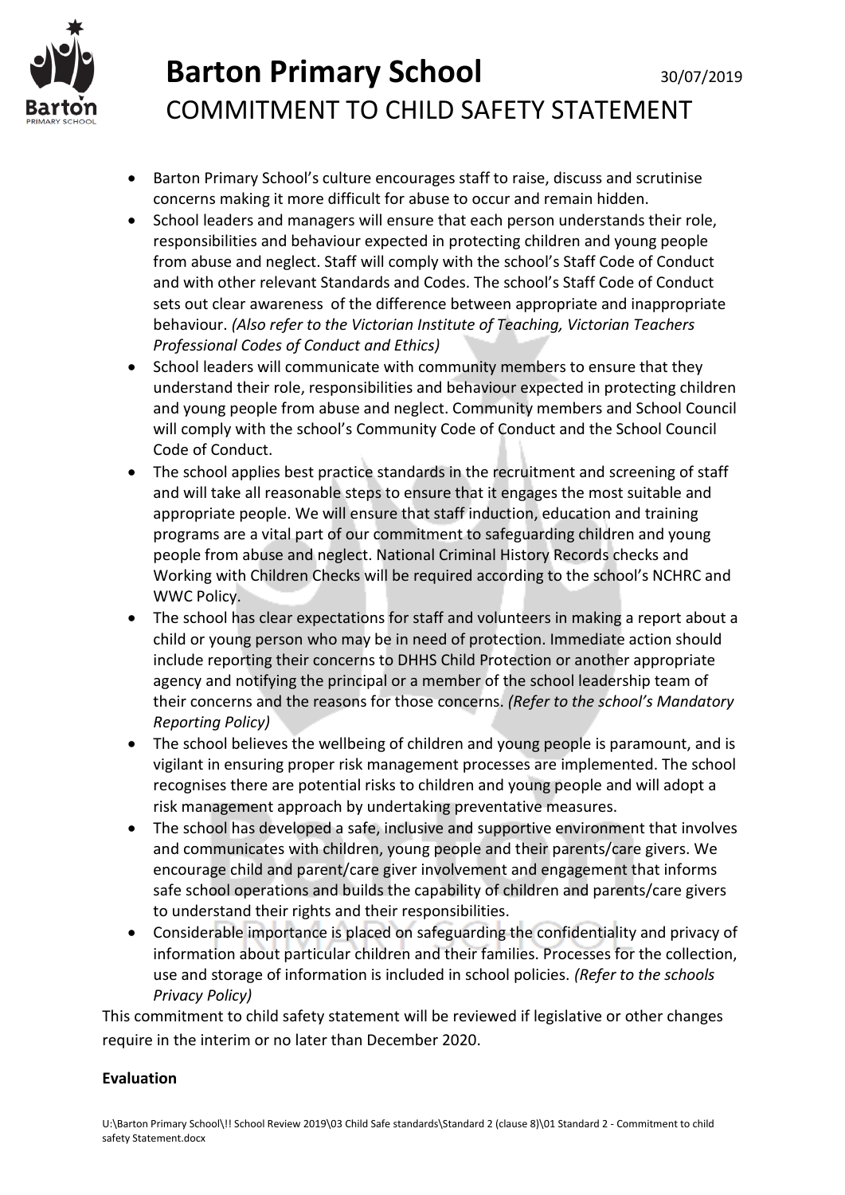- Barton Primary School's culture encourages staff to raise, discuss and scrutinise concerns making it more difficult for abuse to occur and remain hidden.
- School leaders and managers will ensure that each person understands their role, responsibilities and behaviour expected in protecting children and young people from abuse and neglect. Staff will comply with the school's Staff Code of Conduct and with other relevant Standards and Codes. The school's Staff Code of Conduct sets out clear awareness of the difference between appropriate and inappropriate behaviour. *(Also refer to the Victorian Institute of Teaching, Victorian Teachers Professional Codes of Conduct and Ethics)*
- School leaders will communicate with community members to ensure that they understand their role, responsibilities and behaviour expected in protecting children and young people from abuse and neglect. Community members and School Council will comply with the school's Community Code of Conduct and the School Council Code of Conduct.
- The school applies best practice standards in the recruitment and screening of staff and will take all reasonable steps to ensure that it engages the most suitable and appropriate people. We will ensure that staff induction, education and training programs are a vital part of our commitment to safeguarding children and young people from abuse and neglect. National Criminal History Records checks and Working with Children Checks will be required according to the school's NCHRC and WWC Policy.
- The school has clear expectations for staff and volunteers in making a report about a child or young person who may be in need of protection. Immediate action should include reporting their concerns to DHHS Child Protection or another appropriate agency and notifying the principal or a member of the school leadership team of their concerns and the reasons for those concerns. *(Refer to the school's Mandatory Reporting Policy)*
- The school believes the wellbeing of children and young people is paramount, and is vigilant in ensuring proper risk management processes are implemented. The school recognises there are potential risks to children and young people and will adopt a risk management approach by undertaking preventative measures.
- The school has developed a safe, inclusive and supportive environment that involves and communicates with children, young people and their parents/care givers. We encourage child and parent/care giver involvement and engagement that informs safe school operations and builds the capability of children and parents/care givers to understand their rights and their responsibilities.
- Considerable importance is placed on safeguarding the confidentiality and privacy of information about particular children and their families. Processes for the collection, use and storage of information is included in school policies. *(Refer to the schools Privacy Policy)*

This commitment to child safety statement will be reviewed if legislative or other changes require in the interim or no later than December 2020.

**Evaluation**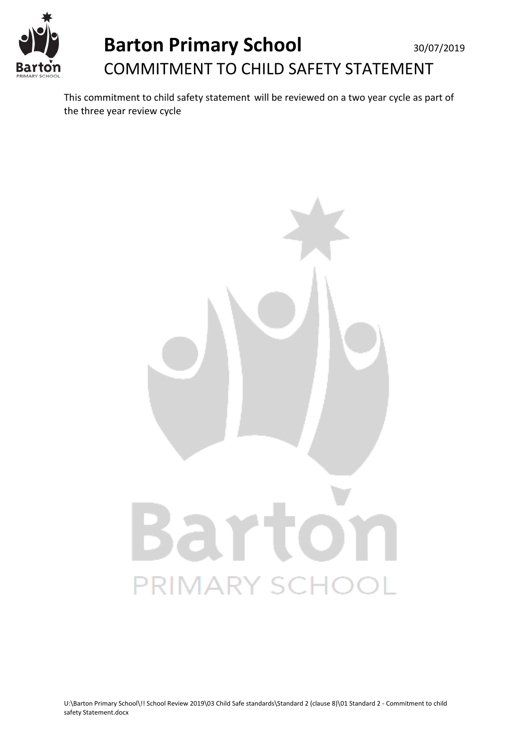This commitment to child safety statement will be reviewed on a two year cycle as part of the three year review cycle